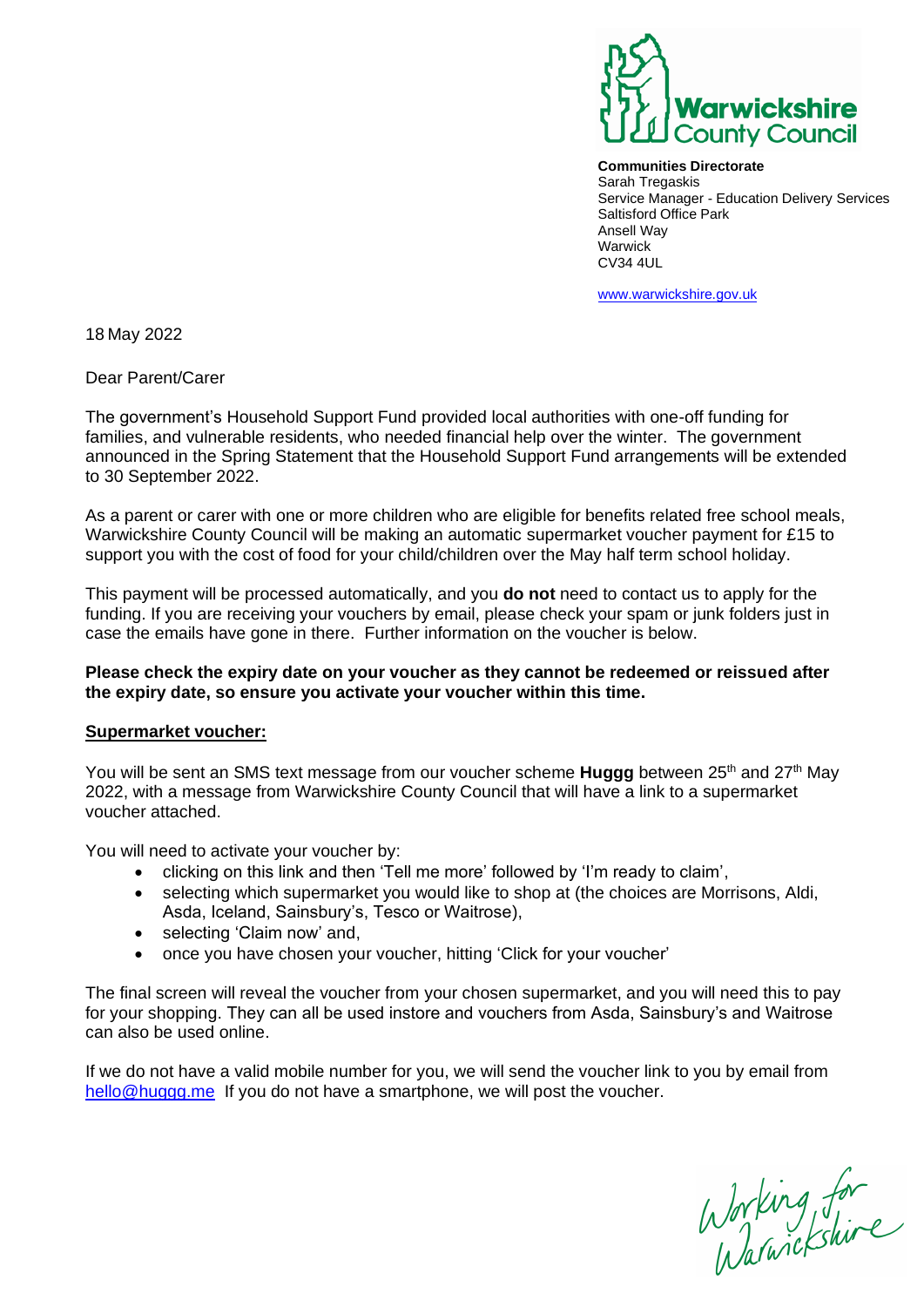**Warwickshire County Council**

**Communities Directorate**
Sarah Tregaskis
Service Manager - Education Delivery Services
Saltisford Office Park
Ansell Way
Warwick
CV34 4UL

www.warwickshire.gov.uk

18 May 2022

Dear Parent/Carer

The government's Household Support Fund provided local authorities with one-off funding for families, and vulnerable residents, who needed financial help over the winter. The government announced in the Spring Statement that the Household Support Fund arrangements will be extended to 30 September 2022.

As a parent or carer with one or more children who are eligible for benefits related free school meals, Warwickshire County Council will be making an automatic supermarket voucher payment for £15 to support you with the cost of food for your child/children over the May half term school holiday.

This payment will be processed automatically, and you **do not** need to contact us to apply for the funding. If you are receiving your vouchers by email, please check your spam or junk folders just in case the emails have gone in there. Further information on the voucher is below.

**Please check the expiry date on your voucher as they cannot be redeemed or reissued after the expiry date, so ensure you activate your voucher within this time.**

**Supermarket voucher:**

You will be sent an SMS text message from our voucher scheme **Huggg** between 25th and 27th May 2022, with a message from Warwickshire County Council that will have a link to a supermarket voucher attached.

You will need to activate your voucher by:

- clicking on this link and then 'Tell me more' followed by 'I'm ready to claim',
- selecting which supermarket you would like to shop at (the choices are Morrisons, Aldi, Asda, Iceland, Sainsbury's, Tesco or Waitrose),
- selecting 'Claim now' and,
- once you have chosen your voucher, hitting 'Click for your voucher'

The final screen will reveal the voucher from your chosen supermarket, and you will need this to pay for your shopping. They can all be used instore and vouchers from Asda, Sainsbury's and Waitrose can also be used online.

If we do not have a valid mobile number for you, we will send the voucher link to you by email from hello@huggg.me If you do not have a smartphone, we will post the voucher.

*Working for Warwickshire*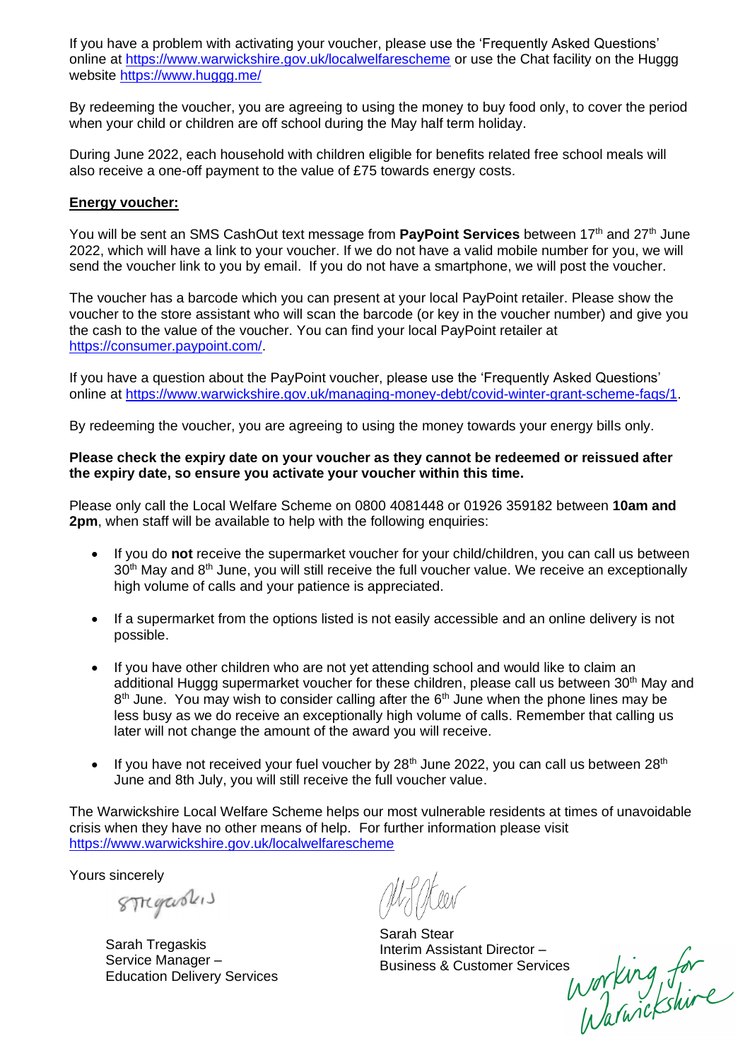If you have a problem with activating your voucher, please use the 'Frequently Asked Questions' online at https://www.warwickshire.gov.uk/localwelfarescheme or use the Chat facility on the Huggg website https://www.huggg.me/

By redeeming the voucher, you are agreeing to using the money to buy food only, to cover the period when your child or children are off school during the May half term holiday.

During June 2022, each household with children eligible for benefits related free school meals will also receive a one-off payment to the value of £75 towards energy costs.

**Energy voucher:**

You will be sent an SMS CashOut text message from **PayPoint Services** between 17th and 27th June 2022, which will have a link to your voucher. If we do not have a valid mobile number for you, we will send the voucher link to you by email. If you do not have a smartphone, we will post the voucher.

The voucher has a barcode which you can present at your local PayPoint retailer. Please show the voucher to the store assistant who will scan the barcode (or key in the voucher number) and give you the cash to the value of the voucher. You can find your local PayPoint retailer at https://consumer.paypoint.com/.

If you have a question about the PayPoint voucher, please use the 'Frequently Asked Questions' online at https://www.warwickshire.gov.uk/managing-money-debt/covid-winter-grant-scheme-faqs/1.

By redeeming the voucher, you are agreeing to using the money towards your energy bills only.

**Please check the expiry date on your voucher as they cannot be redeemed or reissued after the expiry date, so ensure you activate your voucher within this time.**

Please only call the Local Welfare Scheme on 0800 4081448 or 01926 359182 between **10am and 2pm**, when staff will be available to help with the following enquiries:

- If you do **not** receive the supermarket voucher for your child/children, you can call us between 30th May and 8th June, you will still receive the full voucher value. We receive an exceptionally high volume of calls and your patience is appreciated.

- If a supermarket from the options listed is not easily accessible and an online delivery is not possible.

- If you have other children who are not yet attending school and would like to claim an additional Huggg supermarket voucher for these children, please call us between 30th May and 8th June. You may wish to consider calling after the 6th June when the phone lines may be less busy as we do receive an exceptionally high volume of calls. Remember that calling us later will not change the amount of the award you will receive.

- If you have not received your fuel voucher by 28th June 2022, you can call us between 28th June and 8th July, you will still receive the full voucher value.

The Warwickshire Local Welfare Scheme helps our most vulnerable residents at times of unavoidable crisis when they have no other means of help. For further information please visit https://www.warwickshire.gov.uk/localwelfarescheme

Yours sincerely

Sarah Tregaskis
Service Manager –
Education Delivery Services

Sarah Stear
Interim Assistant Director –
Business & Customer Services

working for Warwickshire